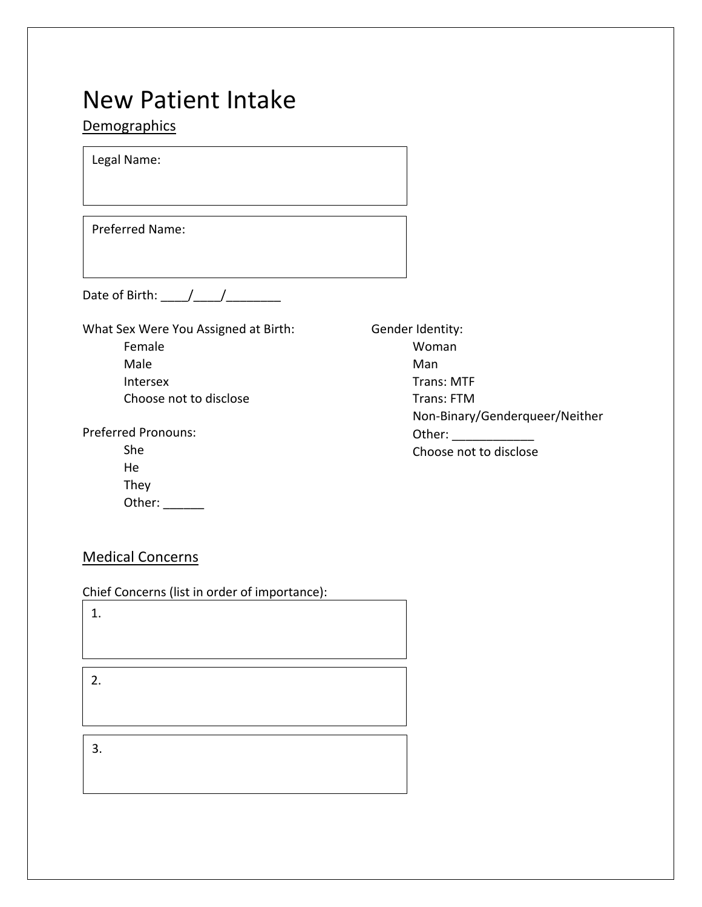# New Patient Intake

## Demographics

Legal Name:

Preferred Name:

Date of Birth: ____/____/________

What Sex Were You Assigned at Birth:
- Female
- Male
- Intersex
- Choose not to disclose

Preferred Pronouns:
- She
- He
- They
- Other: ______

Gender Identity:
- Woman
- Man
- Trans: MTF
- Trans: FTM
- Non-Binary/Genderqueer/Neither
- Other: ____________
- Choose not to disclose

## Medical Concerns

Chief Concerns (list in order of importance):

1.

2.

3.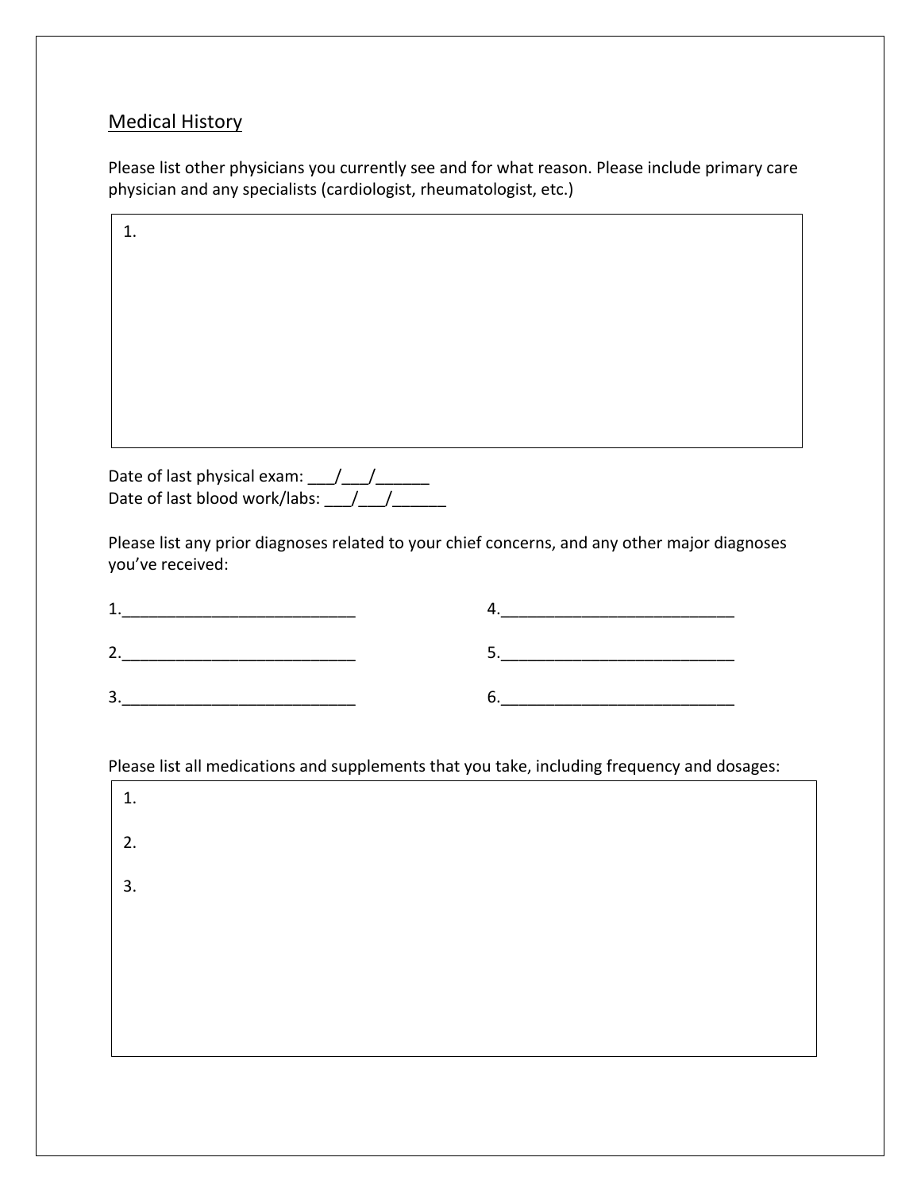## Medical History

Please list other physicians you currently see and for what reason. Please include primary care physician and any specialists (cardiologist, rheumatologist, etc.)

1.

Date of last physical exam: ___/___/______
Date of last blood work/labs: ___/___/______

Please list any prior diagnoses related to your chief concerns, and any other major diagnoses you've received:

1.___________________________

2.___________________________

3.___________________________

4.___________________________

5.___________________________

6.___________________________

Please list all medications and supplements that you take, including frequency and dosages:

1.

2.

3.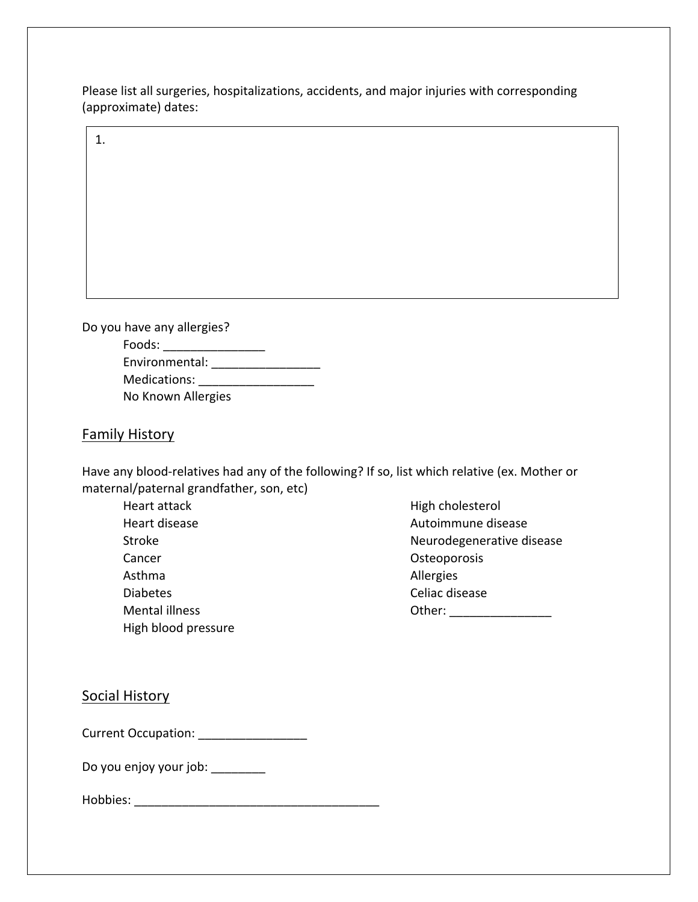Please list all surgeries, hospitalizations, accidents, and major injuries with corresponding (approximate) dates:

| 1. |
|---|

Do you have any allergies?

- Foods: _______________
- Environmental: ________________
- Medications: _________________
- No Known Allergies

## Family History

Have any blood-relatives had any of the following? If so, list which relative (ex. Mother or maternal/paternal grandfather, son, etc)

- Heart attack
- Heart disease
- Stroke
- Cancer
- Asthma
- Diabetes
- Mental illness
- High blood pressure
- High cholesterol
- Autoimmune disease
- Neurodegenerative disease
- Osteoporosis
- Allergies
- Celiac disease
- Other: _______________

## Social History

Current Occupation: ________________

Do you enjoy your job: ________

Hobbies: _____________________________________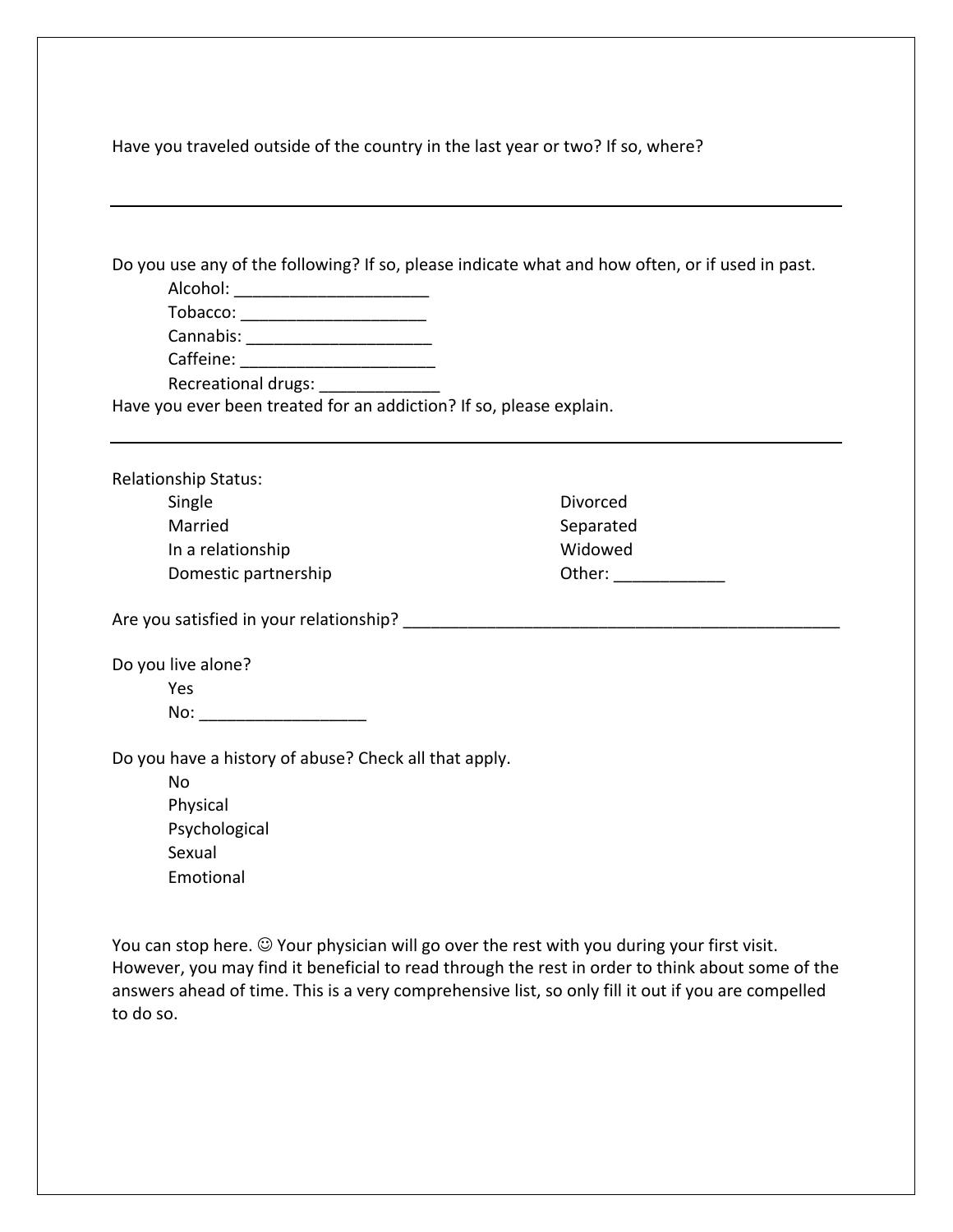Have you traveled outside of the country in the last year or two? If so, where?

---

Do you use any of the following? If so, please indicate what and how often, or if used in past.

- Alcohol: _____________________
- Tobacco: ____________________
- Cannabis: ____________________
- Caffeine: _____________________
- Recreational drugs: _____________

Have you ever been treated for an addiction? If so, please explain.

---

Relationship Status:

- Single
- Married
- In a relationship
- Domestic partnership
- Divorced
- Separated
- Widowed
- Other: ____________

Are you satisfied in your relationship? _________________________________________________

Do you live alone?

- Yes
- No: __________________

Do you have a history of abuse? Check all that apply.

- No
- Physical
- Psychological
- Sexual
- Emotional

You can stop here. ☺ Your physician will go over the rest with you during your first visit. However, you may find it beneficial to read through the rest in order to think about some of the answers ahead of time. This is a very comprehensive list, so only fill it out if you are compelled to do so.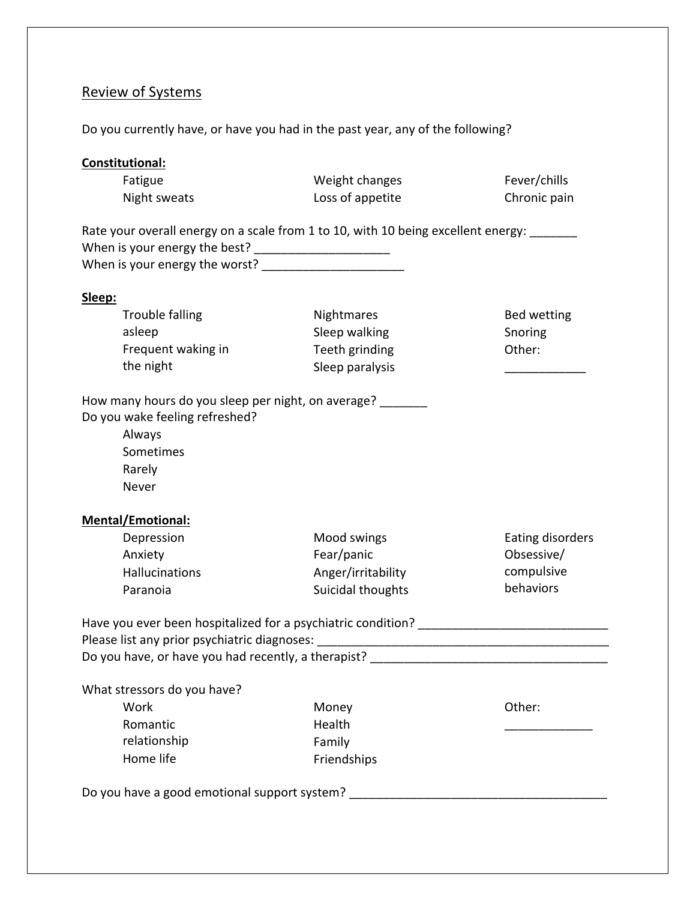## Review of Systems

Do you currently have, or have you had in the past year, any of the following?

**Constitutional:**

| | | |
|---|---|---|
| Fatigue | Weight changes | Fever/chills |
| Night sweats | Loss of appetite | Chronic pain |

Rate your overall energy on a scale from 1 to 10, with 10 being excellent energy: _______
When is your energy the best? ____________________
When is your energy the worst? _____________________

**Sleep:**

| | | |
|---|---|---|
| Trouble falling asleep | Nightmares | Bed wetting |
| Frequent waking in the night | Sleep walking | Snoring |
| | Teeth grinding | Other: ____________ |
| | Sleep paralysis | |

How many hours do you sleep per night, on average? _______
Do you wake feeling refreshed?

- Always
- Sometimes
- Rarely
- Never

**Mental/Emotional:**

| | | |
|---|---|---|
| Depression | Mood swings | Eating disorders |
| Anxiety | Fear/panic | Obsessive/ compulsive behaviors |
| Hallucinations | Anger/irritability | |
| Paranoia | Suicidal thoughts | |

Have you ever been hospitalized for a psychiatric condition? ____________________________
Please list any prior psychiatric diagnoses: ____________________________________________
Do you have, or have you had recently, a therapist? ___________________________________

What stressors do you have?

| | | |
|---|---|---|
| Work | Money | Other: _____________ |
| Romantic relationship | Health | |
| Home life | Family | |
| | Friendships | |

Do you have a good emotional support system? _______________________________________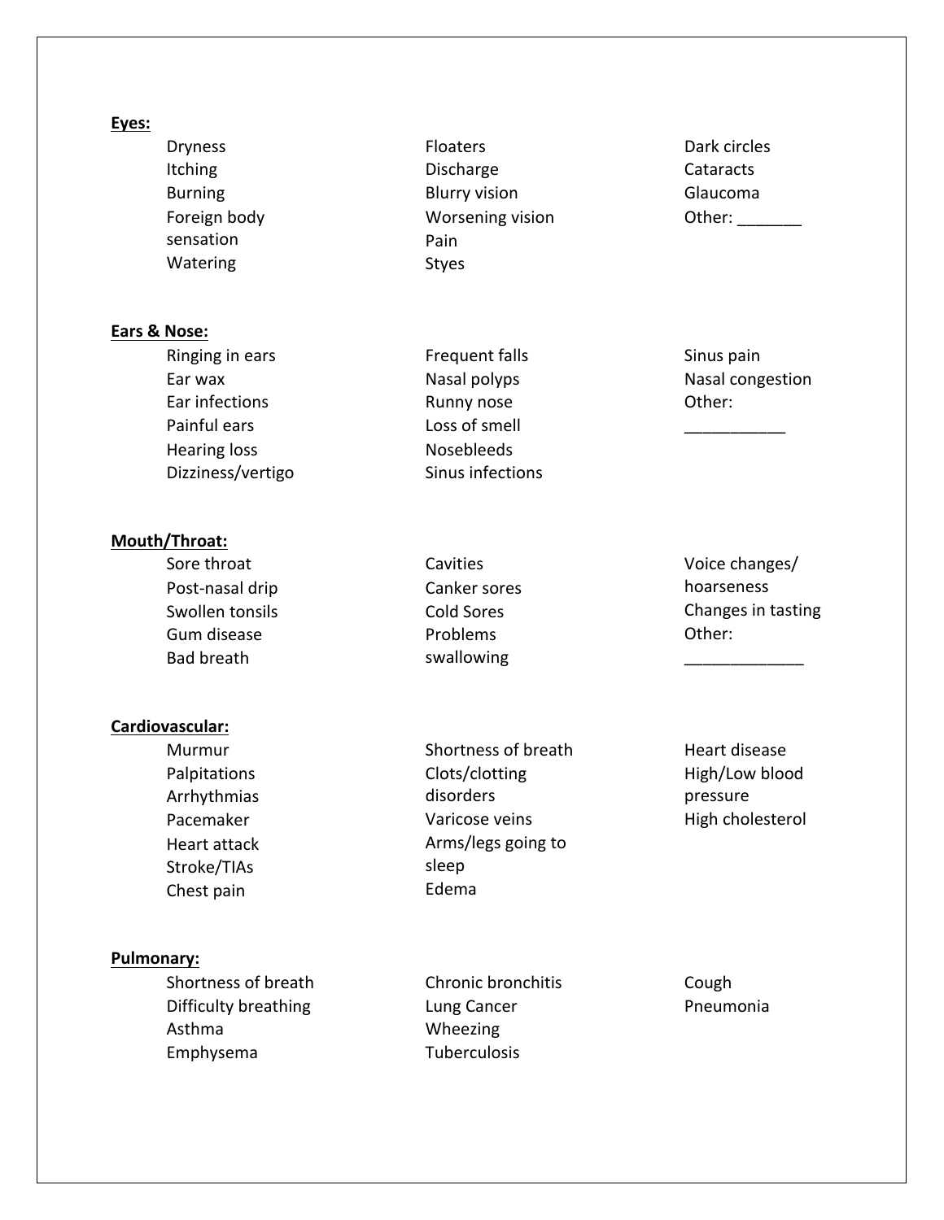**Eyes:**

- Dryness
- Itching
- Burning
- Foreign body sensation
- Watering
- Floaters
- Discharge
- Blurry vision
- Worsening vision
- Pain
- Styes
- Dark circles
- Cataracts
- Glaucoma
- Other: _______

**Ears & Nose:**

- Ringing in ears
- Ear wax
- Ear infections
- Painful ears
- Hearing loss
- Dizziness/vertigo
- Frequent falls
- Nasal polyps
- Runny nose
- Loss of smell
- Nosebleeds
- Sinus infections
- Sinus pain
- Nasal congestion
- Other: ___________

**Mouth/Throat:**

- Sore throat
- Post-nasal drip
- Swollen tonsils
- Gum disease
- Bad breath
- Cavities
- Canker sores
- Cold Sores
- Problems swallowing
- Voice changes/ hoarseness
- Changes in tasting
- Other: _____________

**Cardiovascular:**

- Murmur
- Palpitations
- Arrhythmias
- Pacemaker
- Heart attack
- Stroke/TIAs
- Chest pain
- Shortness of breath
- Clots/clotting disorders
- Varicose veins
- Arms/legs going to sleep
- Edema
- Heart disease
- High/Low blood pressure
- High cholesterol

**Pulmonary:**

- Shortness of breath
- Difficulty breathing
- Asthma
- Emphysema
- Chronic bronchitis
- Lung Cancer
- Wheezing
- Tuberculosis
- Cough
- Pneumonia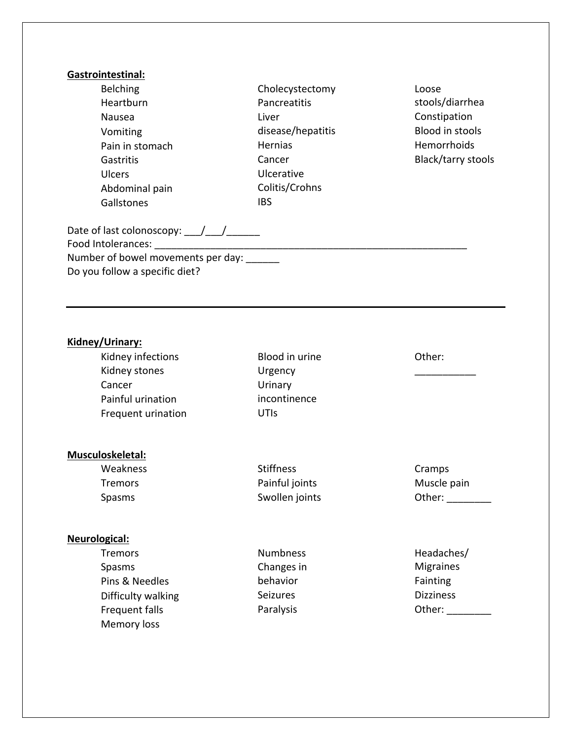**Gastrointestinal:**

- Belching
- Heartburn
- Nausea
- Vomiting
- Pain in stomach
- Gastritis
- Ulcers
- Abdominal pain
- Gallstones
- Cholecystectomy
- Pancreatitis
- Liver disease/hepatitis
- Hernias
- Cancer
- Ulcerative Colitis/Crohns
- IBS
- Loose stools/diarrhea
- Constipation
- Blood in stools
- Hemorrhoids
- Black/tarry stools

Date of last colonoscopy: ___/___/______

Food Intolerances: ____________________________________________________________

Number of bowel movements per day: ______

Do you follow a specific diet?

---

**Kidney/Urinary:**

- Kidney infections
- Kidney stones
- Cancer
- Painful urination
- Frequent urination
- Blood in urine
- Urgency
- Urinary incontinence
- UTIs
- Other: ___________

**Musculoskeletal:**

- Weakness
- Tremors
- Spasms
- Stiffness
- Painful joints
- Swollen joints
- Cramps
- Muscle pain
- Other: ________

**Neurological:**

- Tremors
- Spasms
- Pins & Needles
- Difficulty walking
- Frequent falls
- Memory loss
- Numbness
- Changes in behavior
- Seizures
- Paralysis
- Headaches/ Migraines
- Fainting
- Dizziness
- Other: ________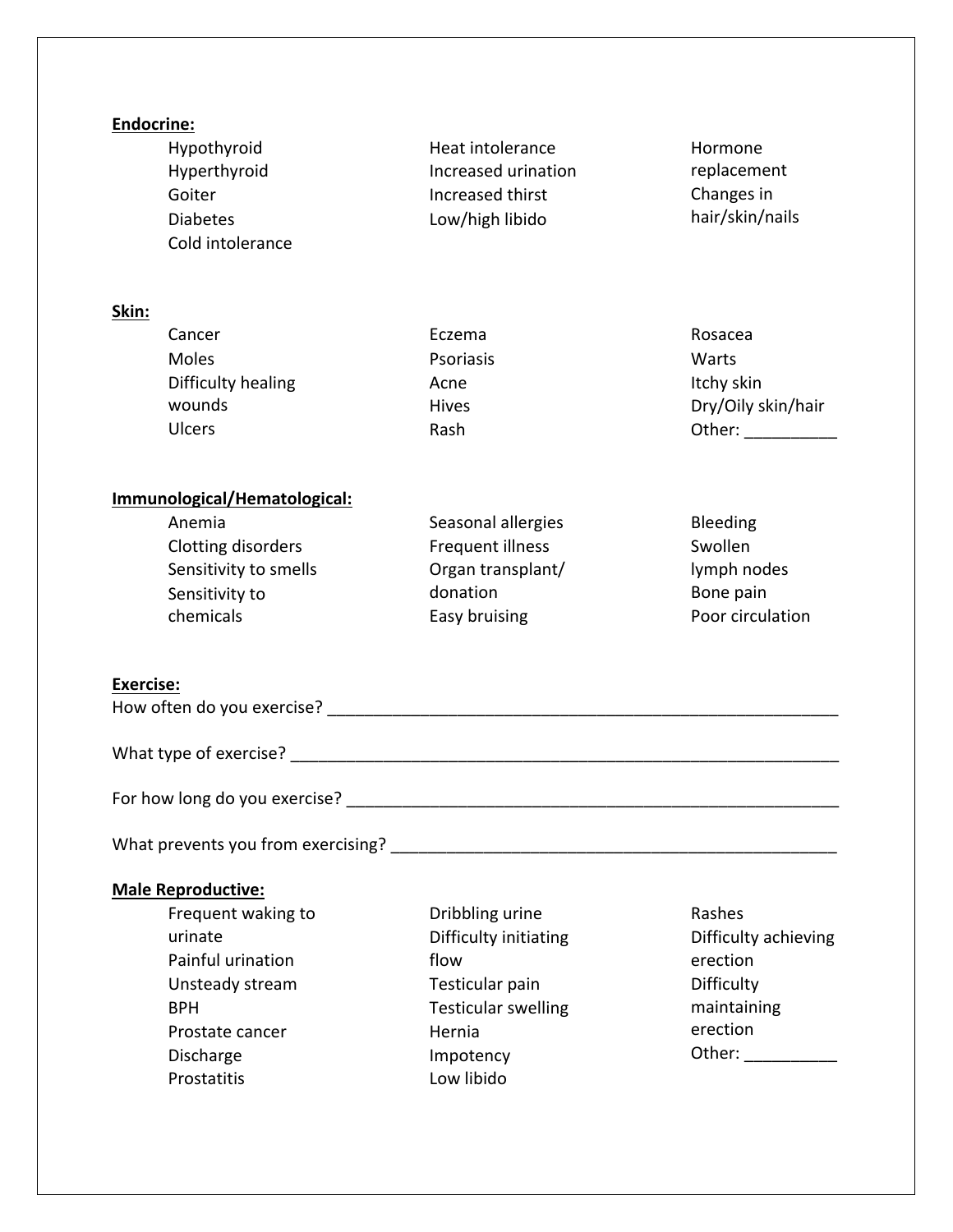**Endocrine:**

- Hypothyroid
- Hyperthyroid
- Goiter
- Diabetes
- Cold intolerance
- Heat intolerance
- Increased urination
- Increased thirst
- Low/high libido
- Hormone replacement
- Changes in hair/skin/nails

**Skin:**

- Cancer
- Moles
- Difficulty healing wounds
- Ulcers
- Eczema
- Psoriasis
- Acne
- Hives
- Rash
- Rosacea
- Warts
- Itchy skin
- Dry/Oily skin/hair
- Other: __________

**Immunological/Hematological:**

- Anemia
- Clotting disorders
- Sensitivity to smells
- Sensitivity to chemicals
- Seasonal allergies
- Frequent illness
- Organ transplant/ donation
- Easy bruising
- Bleeding
- Swollen lymph nodes
- Bone pain
- Poor circulation

**Exercise:**

How often do you exercise? ___________________________________________________________

What type of exercise? ______________________________________________________________

For how long do you exercise? ________________________________________________________

What prevents you from exercising? ___________________________________________________

**Male Reproductive:**

- Frequent waking to urinate
- Painful urination
- Unsteady stream
- BPH
- Prostate cancer
- Discharge
- Prostatitis
- Dribbling urine
- Difficulty initiating flow
- Testicular pain
- Testicular swelling
- Hernia
- Impotency
- Low libido
- Rashes
- Difficulty achieving erection
- Difficulty maintaining erection
- Other: __________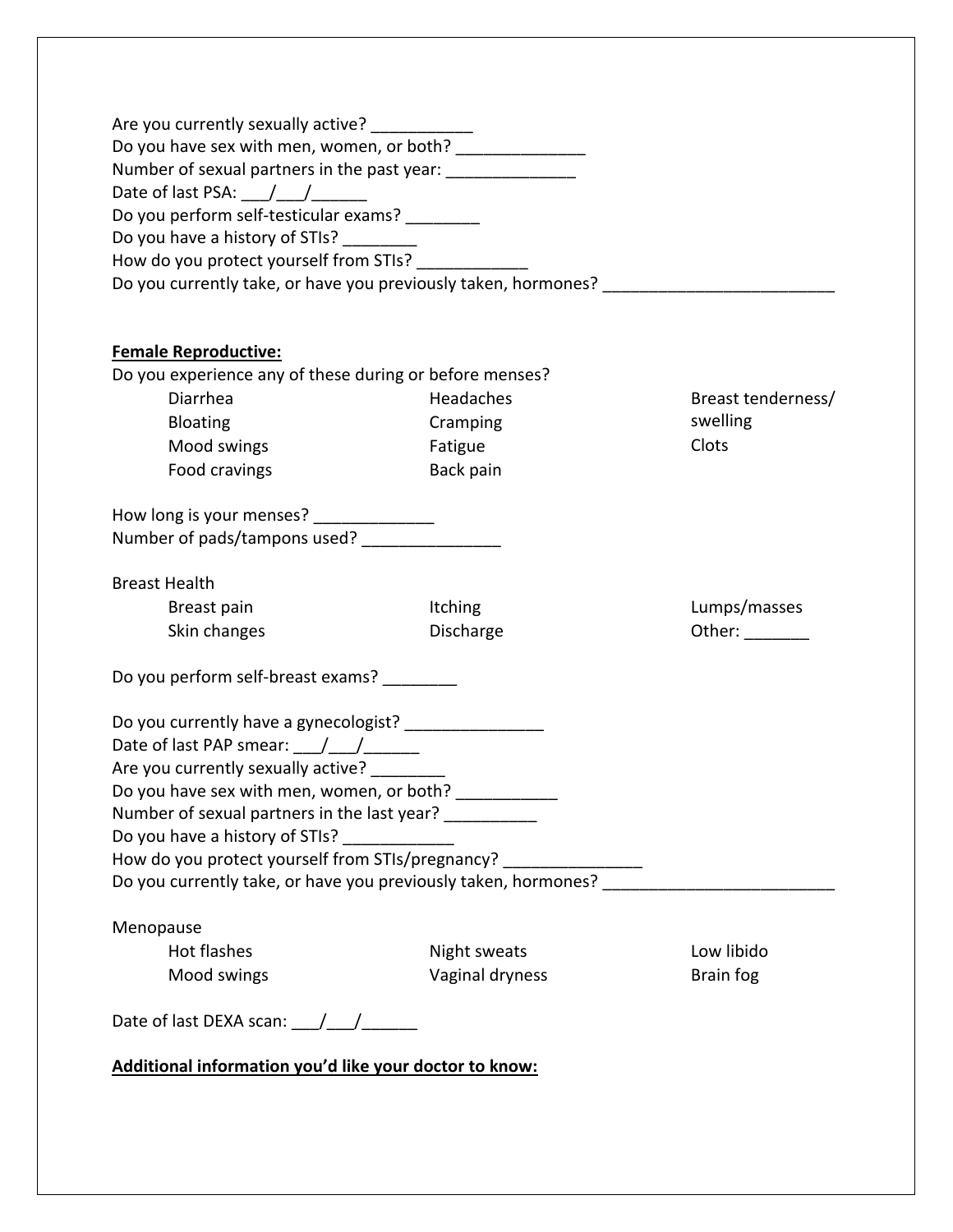Are you currently sexually active? ___________
Do you have sex with men, women, or both? ______________
Number of sexual partners in the past year: ______________
Date of last PSA: ___/___/______
Do you perform self-testicular exams? ________
Do you have a history of STIs? ________
How do you protect yourself from STIs? ____________
Do you currently take, or have you previously taken, hormones? _________________________

**Female Reproductive:**

Do you experience any of these during or before menses?

| | | |
|---|---|---|
| Diarrhea | Headaches | Breast tenderness/ swelling |
| Bloating | Cramping | Clots |
| Mood swings | Fatigue | |
| Food cravings | Back pain | |

How long is your menses? _____________
Number of pads/tampons used? _______________

Breast Health

| | | |
|---|---|---|
| Breast pain | Itching | Lumps/masses |
| Skin changes | Discharge | Other: _______ |

Do you perform self-breast exams? ________

Do you currently have a gynecologist? _______________
Date of last PAP smear: ___/___/______
Are you currently sexually active? ________
Do you have sex with men, women, or both? ___________
Number of sexual partners in the last year? __________
Do you have a history of STIs? ____________
How do you protect yourself from STIs/pregnancy? _______________
Do you currently take, or have you previously taken, hormones? _________________________

Menopause

| | | |
|---|---|---|
| Hot flashes | Night sweats | Low libido |
| Mood swings | Vaginal dryness | Brain fog |

Date of last DEXA scan: ___/___/______

**Additional information you'd like your doctor to know:**